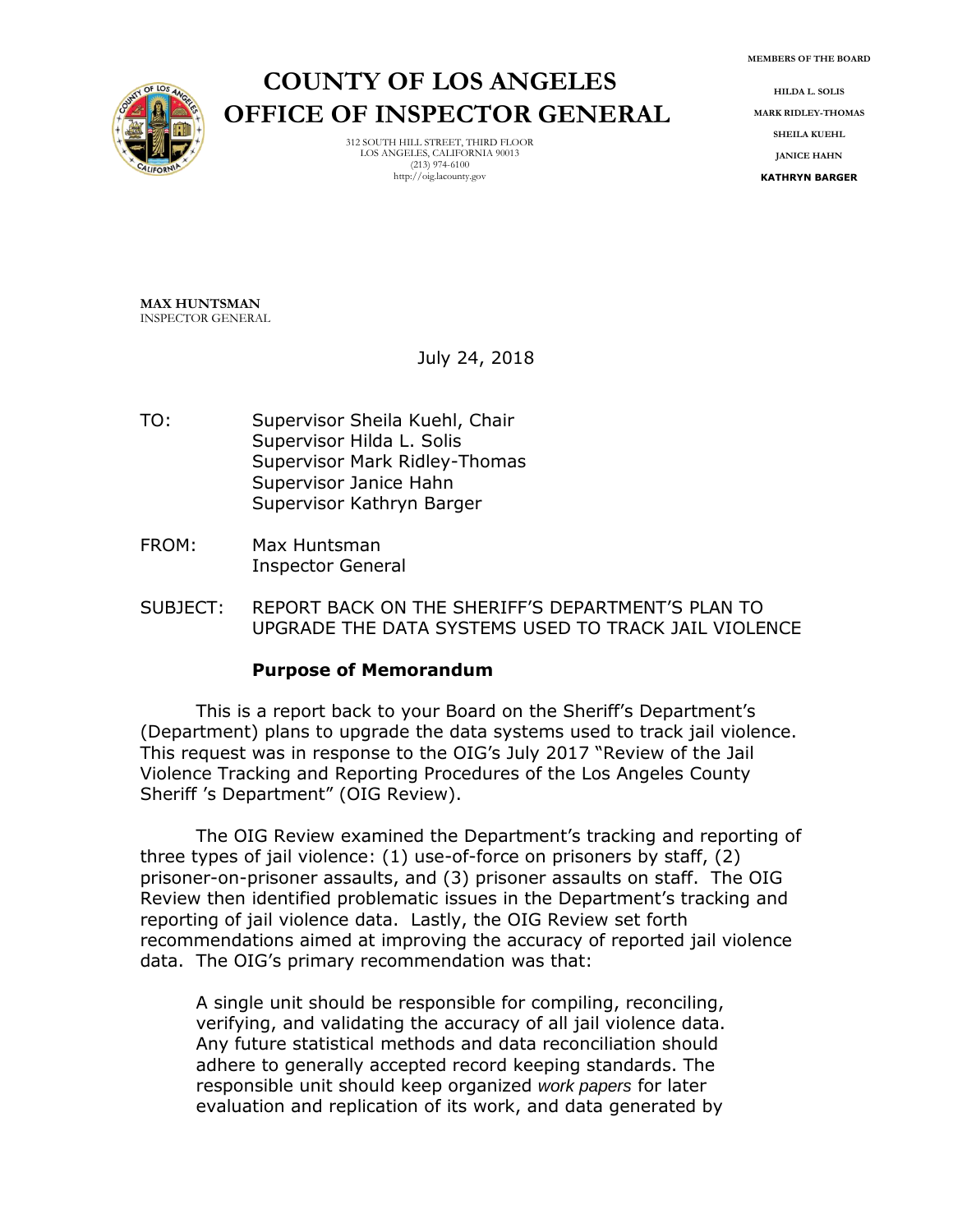# COUNTY OF LOS ANGELES
# OFFICE OF INSPECTOR GENERAL

312 SOUTH HILL STREET, THIRD FLOOR
LOS ANGELES, CALIFORNIA 90013
(213) 974-6100
http://oig.lacounty.gov

MEMBERS OF THE BOARD

HILDA L. SOLIS
MARK RIDLEY-THOMAS
SHEILA KUEHL
JANICE HAHN
KATHRYN BARGER

**MAX HUNTSMAN**
INSPECTOR GENERAL

July 24, 2018

TO: Supervisor Sheila Kuehl, Chair
Supervisor Hilda L. Solis
Supervisor Mark Ridley-Thomas
Supervisor Janice Hahn
Supervisor Kathryn Barger

FROM: Max Huntsman
Inspector General

SUBJECT: REPORT BACK ON THE SHERIFF'S DEPARTMENT'S PLAN TO UPGRADE THE DATA SYSTEMS USED TO TRACK JAIL VIOLENCE

**Purpose of Memorandum**

This is a report back to your Board on the Sheriff's Department's (Department) plans to upgrade the data systems used to track jail violence. This request was in response to the OIG's July 2017 "Review of the Jail Violence Tracking and Reporting Procedures of the Los Angeles County Sheriff 's Department" (OIG Review).

The OIG Review examined the Department's tracking and reporting of three types of jail violence: (1) use-of-force on prisoners by staff, (2) prisoner-on-prisoner assaults, and (3) prisoner assaults on staff. The OIG Review then identified problematic issues in the Department's tracking and reporting of jail violence data. Lastly, the OIG Review set forth recommendations aimed at improving the accuracy of reported jail violence data. The OIG's primary recommendation was that:

> A single unit should be responsible for compiling, reconciling, verifying, and validating the accuracy of all jail violence data. Any future statistical methods and data reconciliation should adhere to generally accepted record keeping standards. The responsible unit should keep organized *work papers* for later evaluation and replication of its work, and data generated by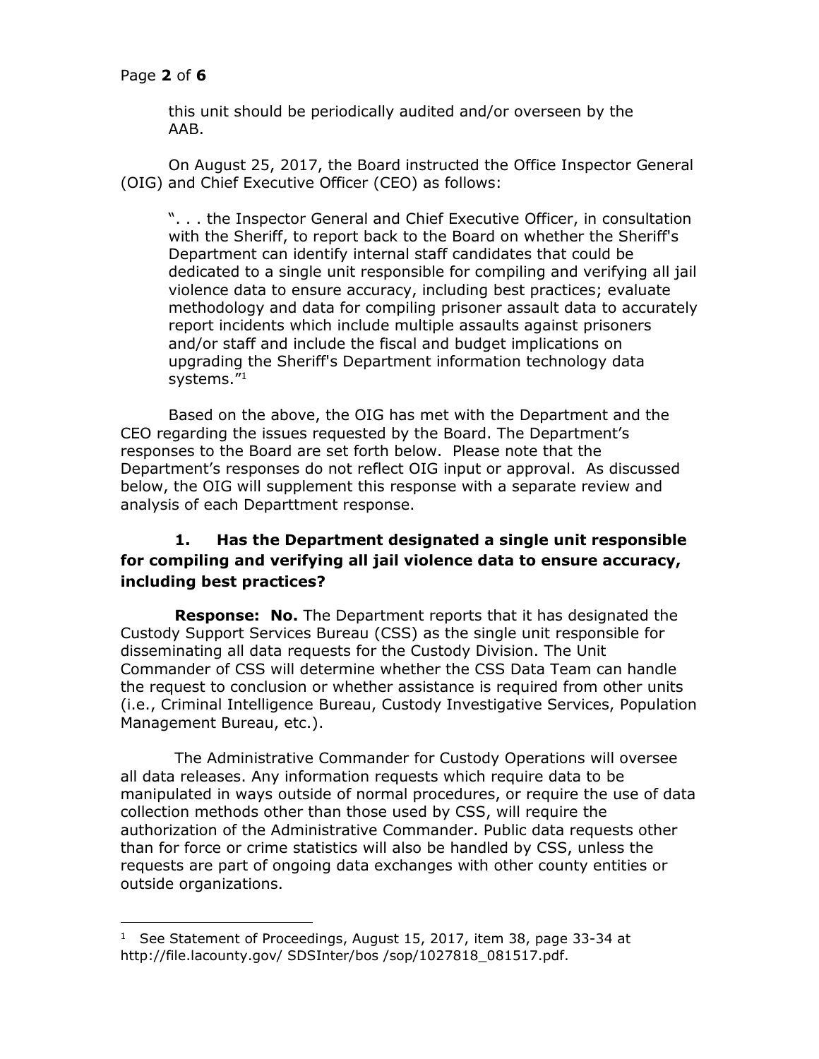this unit should be periodically audited and/or overseen by the AAB.

On August 25, 2017, the Board instructed the Office Inspector General (OIG) and Chief Executive Officer (CEO) as follows:

> ". . . the Inspector General and Chief Executive Officer, in consultation with the Sheriff, to report back to the Board on whether the Sheriff's Department can identify internal staff candidates that could be dedicated to a single unit responsible for compiling and verifying all jail violence data to ensure accuracy, including best practices; evaluate methodology and data for compiling prisoner assault data to accurately report incidents which include multiple assaults against prisoners and/or staff and include the fiscal and budget implications on upgrading the Sheriff's Department information technology data systems."[1]

Based on the above, the OIG has met with the Department and the CEO regarding the issues requested by the Board. The Department's responses to the Board are set forth below. Please note that the Department's responses do not reflect OIG input or approval. As discussed below, the OIG will supplement this response with a separate review and analysis of each Departtment response.

**1. Has the Department designated a single unit responsible for compiling and verifying all jail violence data to ensure accuracy, including best practices?**

**Response: No.** The Department reports that it has designated the Custody Support Services Bureau (CSS) as the single unit responsible for disseminating all data requests for the Custody Division. The Unit Commander of CSS will determine whether the CSS Data Team can handle the request to conclusion or whether assistance is required from other units (i.e., Criminal Intelligence Bureau, Custody Investigative Services, Population Management Bureau, etc.).

The Administrative Commander for Custody Operations will oversee all data releases. Any information requests which require data to be manipulated in ways outside of normal procedures, or require the use of data collection methods other than those used by CSS, will require the authorization of the Administrative Commander. Public data requests other than for force or crime statistics will also be handled by CSS, unless the requests are part of ongoing data exchanges with other county entities or outside organizations.

---

[1] See Statement of Proceedings, August 15, 2017, item 38, page 33-34 at http://file.lacounty.gov/ SDSInter/bos /sop/1027818_081517.pdf.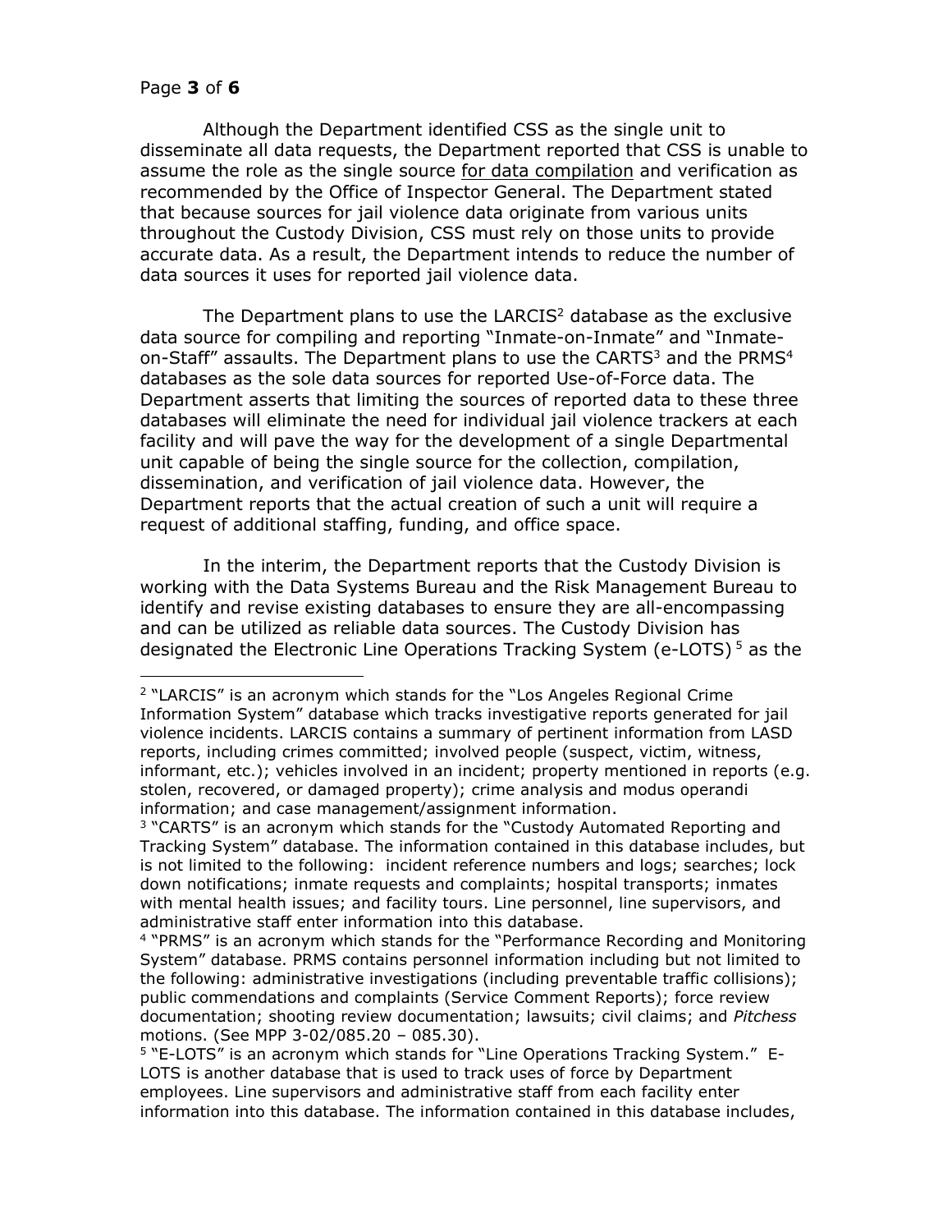Although the Department identified CSS as the single unit to disseminate all data requests, the Department reported that CSS is unable to assume the role as the single source <u>for data compilation</u> and verification as recommended by the Office of Inspector General. The Department stated that because sources for jail violence data originate from various units throughout the Custody Division, CSS must rely on those units to provide accurate data. As a result, the Department intends to reduce the number of data sources it uses for reported jail violence data.

The Department plans to use the LARCIS[2] database as the exclusive data source for compiling and reporting "Inmate-on-Inmate" and "Inmate-on-Staff" assaults. The Department plans to use the CARTS[3] and the PRMS[4] databases as the sole data sources for reported Use-of-Force data. The Department asserts that limiting the sources of reported data to these three databases will eliminate the need for individual jail violence trackers at each facility and will pave the way for the development of a single Departmental unit capable of being the single source for the collection, compilation, dissemination, and verification of jail violence data. However, the Department reports that the actual creation of such a unit will require a request of additional staffing, funding, and office space.

In the interim, the Department reports that the Custody Division is working with the Data Systems Bureau and the Risk Management Bureau to identify and revise existing databases to ensure they are all-encompassing and can be utilized as reliable data sources. The Custody Division has designated the Electronic Line Operations Tracking System (e-LOTS)[5] as the

---

[2] "LARCIS" is an acronym which stands for the "Los Angeles Regional Crime Information System" database which tracks investigative reports generated for jail violence incidents. LARCIS contains a summary of pertinent information from LASD reports, including crimes committed; involved people (suspect, victim, witness, informant, etc.); vehicles involved in an incident; property mentioned in reports (e.g. stolen, recovered, or damaged property); crime analysis and modus operandi information; and case management/assignment information.

[3] "CARTS" is an acronym which stands for the "Custody Automated Reporting and Tracking System" database. The information contained in this database includes, but is not limited to the following: incident reference numbers and logs; searches; lock down notifications; inmate requests and complaints; hospital transports; inmates with mental health issues; and facility tours. Line personnel, line supervisors, and administrative staff enter information into this database.

[4] "PRMS" is an acronym which stands for the "Performance Recording and Monitoring System" database. PRMS contains personnel information including but not limited to the following: administrative investigations (including preventable traffic collisions); public commendations and complaints (Service Comment Reports); force review documentation; shooting review documentation; lawsuits; civil claims; and *Pitchess* motions. (See MPP 3-02/085.20 – 085.30).

[5] "E-LOTS" is an acronym which stands for "Line Operations Tracking System." E-LOTS is another database that is used to track uses of force by Department employees. Line supervisors and administrative staff from each facility enter information into this database. The information contained in this database includes,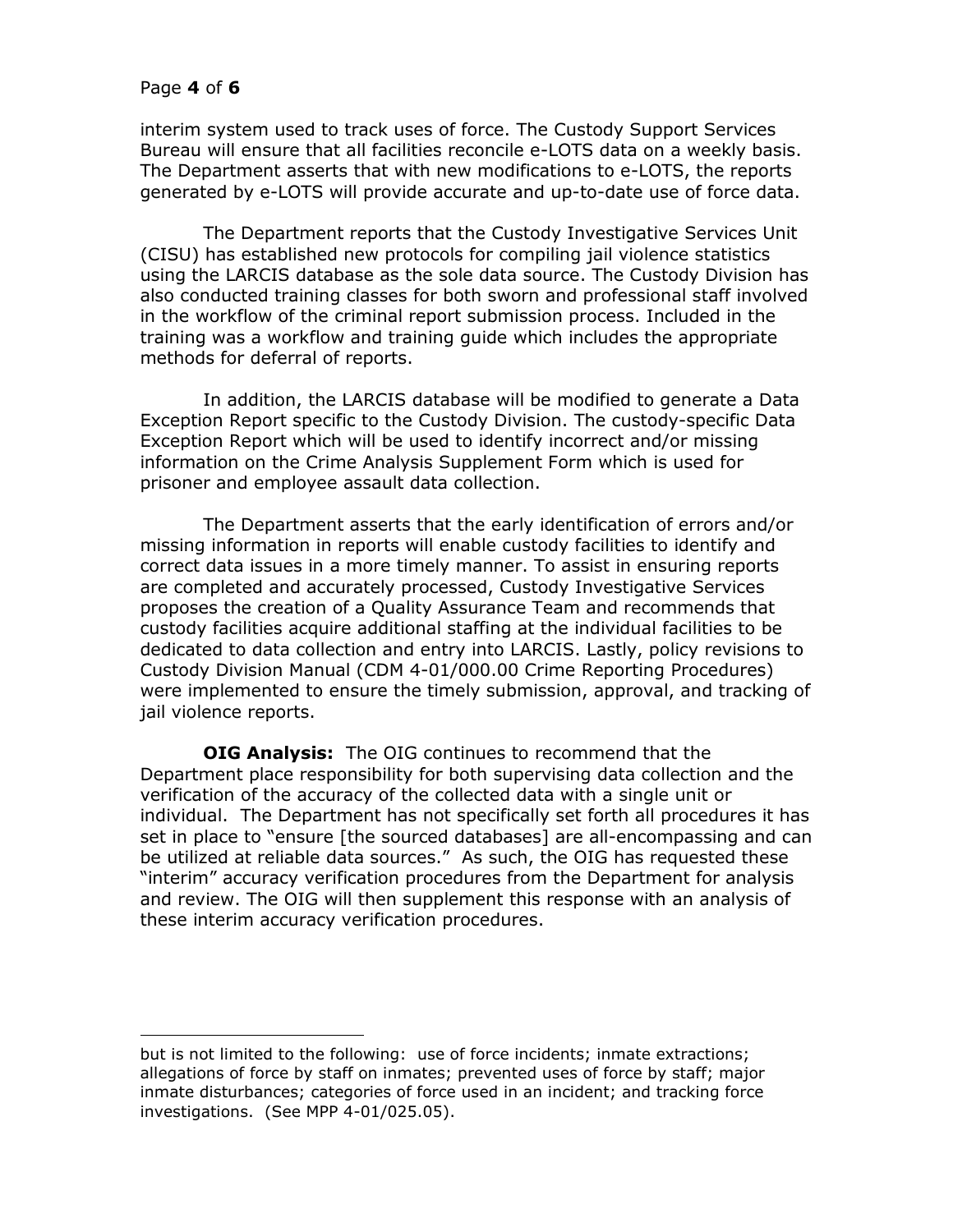interim system used to track uses of force. The Custody Support Services Bureau will ensure that all facilities reconcile e-LOTS data on a weekly basis. The Department asserts that with new modifications to e-LOTS, the reports generated by e-LOTS will provide accurate and up-to-date use of force data.

The Department reports that the Custody Investigative Services Unit (CISU) has established new protocols for compiling jail violence statistics using the LARCIS database as the sole data source. The Custody Division has also conducted training classes for both sworn and professional staff involved in the workflow of the criminal report submission process. Included in the training was a workflow and training guide which includes the appropriate methods for deferral of reports.

In addition, the LARCIS database will be modified to generate a Data Exception Report specific to the Custody Division. The custody-specific Data Exception Report which will be used to identify incorrect and/or missing information on the Crime Analysis Supplement Form which is used for prisoner and employee assault data collection.

The Department asserts that the early identification of errors and/or missing information in reports will enable custody facilities to identify and correct data issues in a more timely manner. To assist in ensuring reports are completed and accurately processed, Custody Investigative Services proposes the creation of a Quality Assurance Team and recommends that custody facilities acquire additional staffing at the individual facilities to be dedicated to data collection and entry into LARCIS. Lastly, policy revisions to Custody Division Manual (CDM 4-01/000.00 Crime Reporting Procedures) were implemented to ensure the timely submission, approval, and tracking of jail violence reports.

**OIG Analysis:** The OIG continues to recommend that the Department place responsibility for both supervising data collection and the verification of the accuracy of the collected data with a single unit or individual. The Department has not specifically set forth all procedures it has set in place to "ensure [the sourced databases] are all-encompassing and can be utilized at reliable data sources." As such, the OIG has requested these "interim" accuracy verification procedures from the Department for analysis and review. The OIG will then supplement this response with an analysis of these interim accuracy verification procedures.

---

but is not limited to the following: use of force incidents; inmate extractions; allegations of force by staff on inmates; prevented uses of force by staff; major inmate disturbances; categories of force used in an incident; and tracking force investigations. (See MPP 4-01/025.05).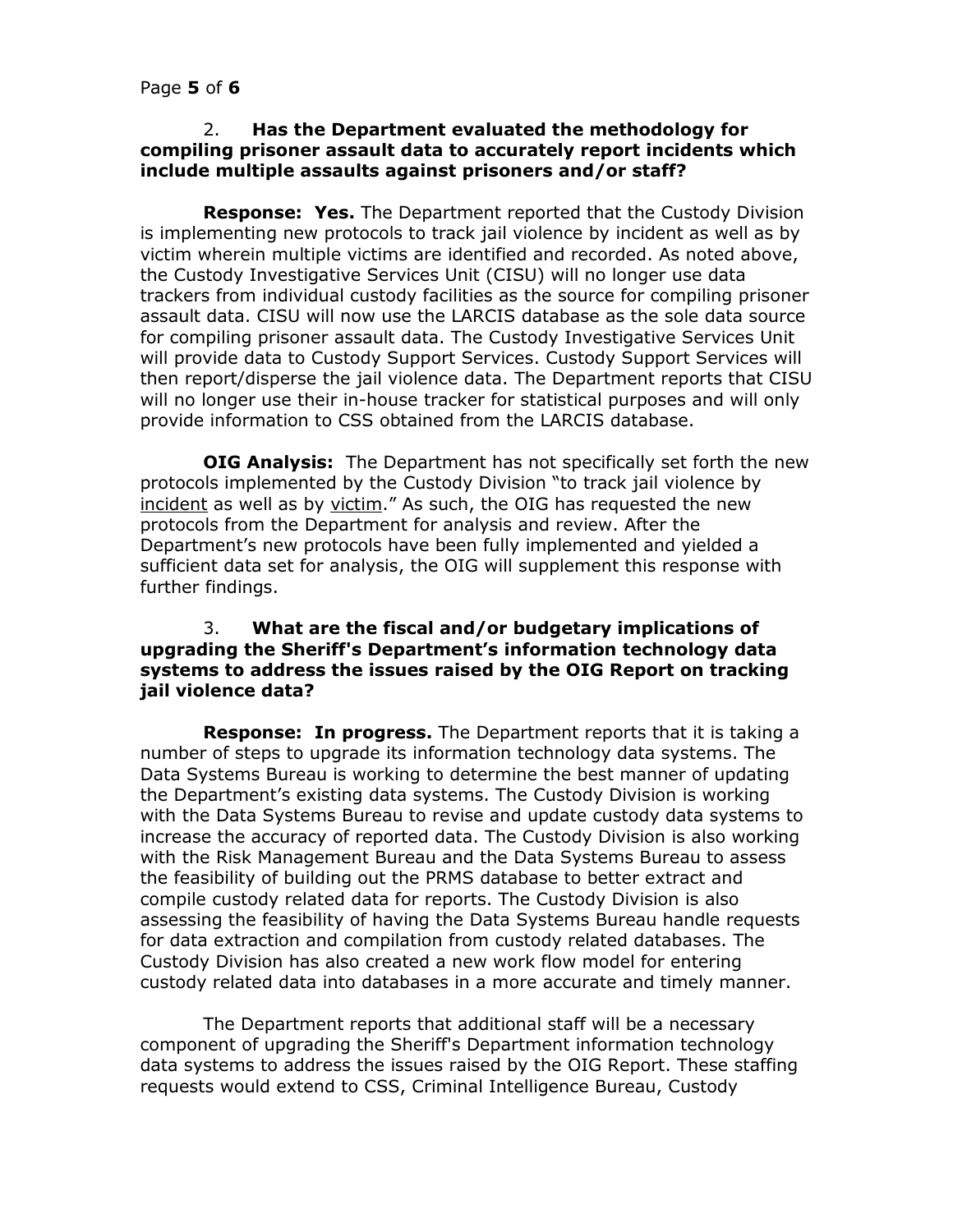2. **Has the Department evaluated the methodology for compiling prisoner assault data to accurately report incidents which include multiple assaults against prisoners and/or staff?**

**Response: Yes.** The Department reported that the Custody Division is implementing new protocols to track jail violence by incident as well as by victim wherein multiple victims are identified and recorded. As noted above, the Custody Investigative Services Unit (CISU) will no longer use data trackers from individual custody facilities as the source for compiling prisoner assault data. CISU will now use the LARCIS database as the sole data source for compiling prisoner assault data. The Custody Investigative Services Unit will provide data to Custody Support Services. Custody Support Services will then report/disperse the jail violence data. The Department reports that CISU will no longer use their in-house tracker for statistical purposes and will only provide information to CSS obtained from the LARCIS database.

**OIG Analysis:** The Department has not specifically set forth the new protocols implemented by the Custody Division "to track jail violence by incident as well as by victim." As such, the OIG has requested the new protocols from the Department for analysis and review. After the Department's new protocols have been fully implemented and yielded a sufficient data set for analysis, the OIG will supplement this response with further findings.

3. **What are the fiscal and/or budgetary implications of upgrading the Sheriff's Department's information technology data systems to address the issues raised by the OIG Report on tracking jail violence data?**

**Response: In progress.** The Department reports that it is taking a number of steps to upgrade its information technology data systems. The Data Systems Bureau is working to determine the best manner of updating the Department's existing data systems. The Custody Division is working with the Data Systems Bureau to revise and update custody data systems to increase the accuracy of reported data. The Custody Division is also working with the Risk Management Bureau and the Data Systems Bureau to assess the feasibility of building out the PRMS database to better extract and compile custody related data for reports. The Custody Division is also assessing the feasibility of having the Data Systems Bureau handle requests for data extraction and compilation from custody related databases. The Custody Division has also created a new work flow model for entering custody related data into databases in a more accurate and timely manner.

The Department reports that additional staff will be a necessary component of upgrading the Sheriff's Department information technology data systems to address the issues raised by the OIG Report. These staffing requests would extend to CSS, Criminal Intelligence Bureau, Custody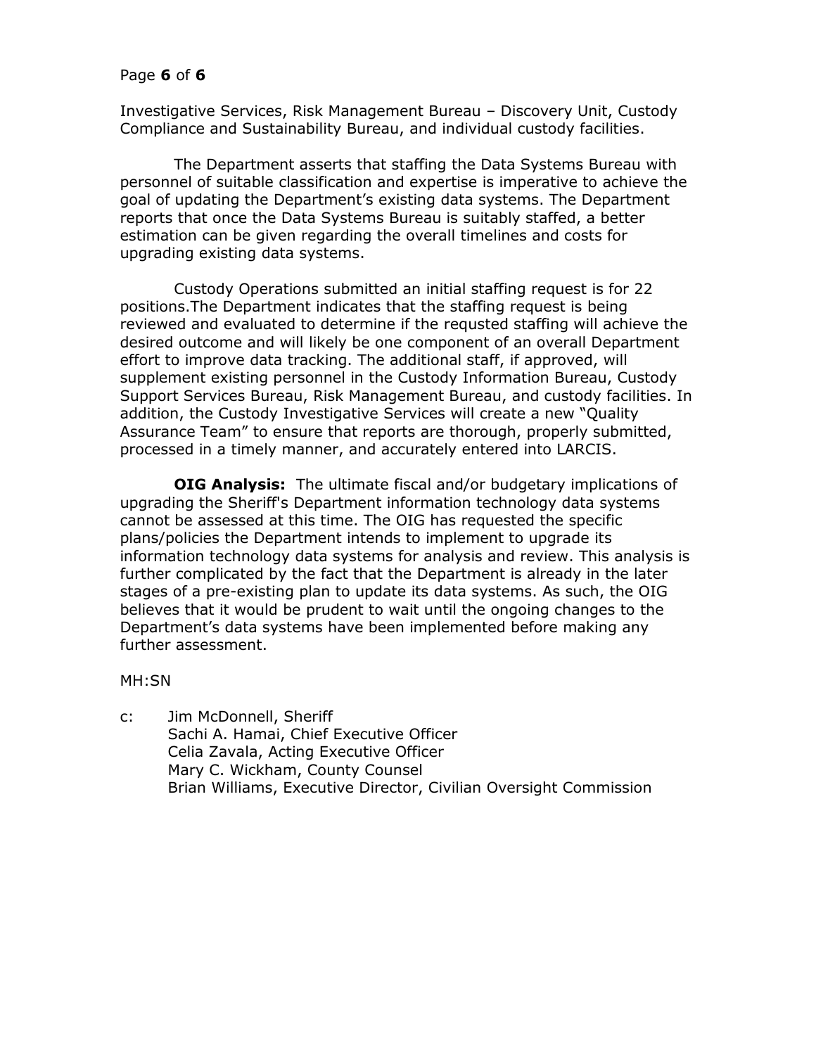Investigative Services, Risk Management Bureau – Discovery Unit, Custody Compliance and Sustainability Bureau, and individual custody facilities.

The Department asserts that staffing the Data Systems Bureau with personnel of suitable classification and expertise is imperative to achieve the goal of updating the Department's existing data systems. The Department reports that once the Data Systems Bureau is suitably staffed, a better estimation can be given regarding the overall timelines and costs for upgrading existing data systems.

Custody Operations submitted an initial staffing request is for 22 positions.The Department indicates that the staffing request is being reviewed and evaluated to determine if the requsted staffing will achieve the desired outcome and will likely be one component of an overall Department effort to improve data tracking. The additional staff, if approved, will supplement existing personnel in the Custody Information Bureau, Custody Support Services Bureau, Risk Management Bureau, and custody facilities. In addition, the Custody Investigative Services will create a new "Quality Assurance Team" to ensure that reports are thorough, properly submitted, processed in a timely manner, and accurately entered into LARCIS.

**OIG Analysis:** The ultimate fiscal and/or budgetary implications of upgrading the Sheriff's Department information technology data systems cannot be assessed at this time. The OIG has requested the specific plans/policies the Department intends to implement to upgrade its information technology data systems for analysis and review. This analysis is further complicated by the fact that the Department is already in the later stages of a pre-existing plan to update its data systems. As such, the OIG believes that it would be prudent to wait until the ongoing changes to the Department's data systems have been implemented before making any further assessment.

MH:SN

c: Jim McDonnell, Sheriff
Sachi A. Hamai, Chief Executive Officer
Celia Zavala, Acting Executive Officer
Mary C. Wickham, County Counsel
Brian Williams, Executive Director, Civilian Oversight Commission